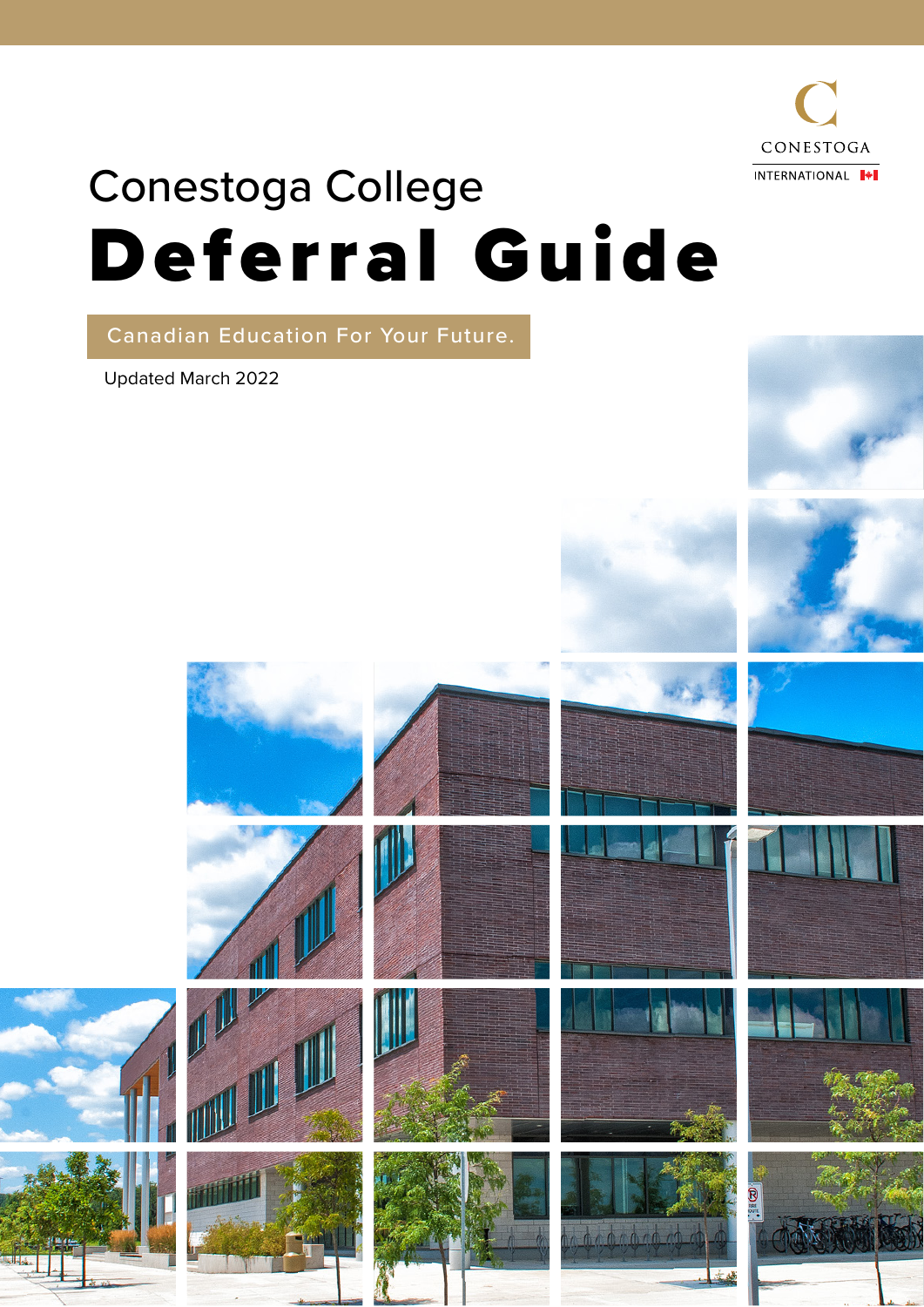CONESTOGA

INTERNATIONAL

# Conestoga College

# Deferral Guide

Canadian Education For Your Future.

Updated March 2022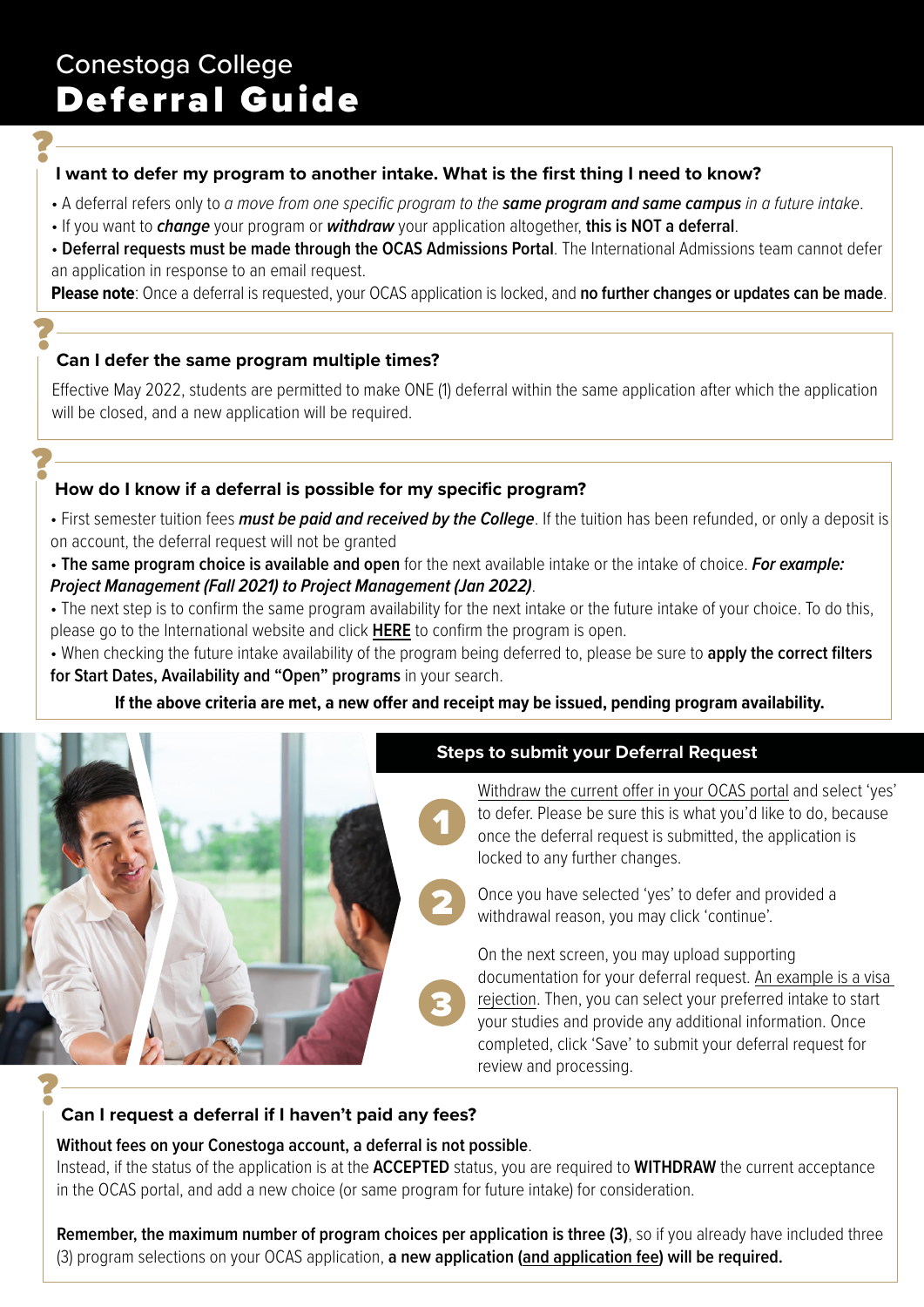# Conestoga College
# Deferral Guide

### I want to defer my program to another intake. What is the first thing I need to know?

- A deferral refers only to *a move from one specific program to the* ***same program and same campus*** *in a future intake*.
- If you want to ***change*** your program or ***withdraw*** your application altogether, **this is NOT a deferral**.
- **Deferral requests must be made through the OCAS Admissions Portal**. The International Admissions team cannot defer an application in response to an email request.

**Please note**: Once a deferral is requested, your OCAS application is locked, and **no further changes or updates can be made**.

### Can I defer the same program multiple times?

Effective May 2022, students are permitted to make ONE (1) deferral within the same application after which the application will be closed, and a new application will be required.

### How do I know if a deferral is possible for my specific program?

- First semester tuition fees ***must be paid and received by the College***. If the tuition has been refunded, or only a deposit is on account, the deferral request will not be granted
- **The same program choice is available and open** for the next available intake or the intake of choice. ***For example: Project Management (Fall 2021) to Project Management (Jan 2022)***.
- The next step is to confirm the same program availability for the next intake or the future intake of your choice. To do this, please go to the International website and click **HERE** to confirm the program is open.
- When checking the future intake availability of the program being deferred to, please be sure to **apply the correct filters for Start Dates, Availability and "Open" programs** in your search.

**If the above criteria are met, a new offer and receipt may be issued, pending program availability.**

### Steps to submit your Deferral Request

1. Withdraw the current offer in your OCAS portal and select 'yes' to defer. Please be sure this is what you'd like to do, because once the deferral request is submitted, the application is locked to any further changes.
2. Once you have selected 'yes' to defer and provided a withdrawal reason, you may click 'continue'.
3. On the next screen, you may upload supporting documentation for your deferral request. An example is a visa rejection. Then, you can select your preferred intake to start your studies and provide any additional information. Once completed, click 'Save' to submit your deferral request for review and processing.

### Can I request a deferral if I haven't paid any fees?

**Without fees on your Conestoga account, a deferral is not possible**.
Instead, if the status of the application is at the **ACCEPTED** status, you are required to **WITHDRAW** the current acceptance in the OCAS portal, and add a new choice (or same program for future intake) for consideration.

**Remember, the maximum number of program choices per application is three (3)**, so if you already have included three (3) program selections on your OCAS application, **a new application (and application fee) will be required.**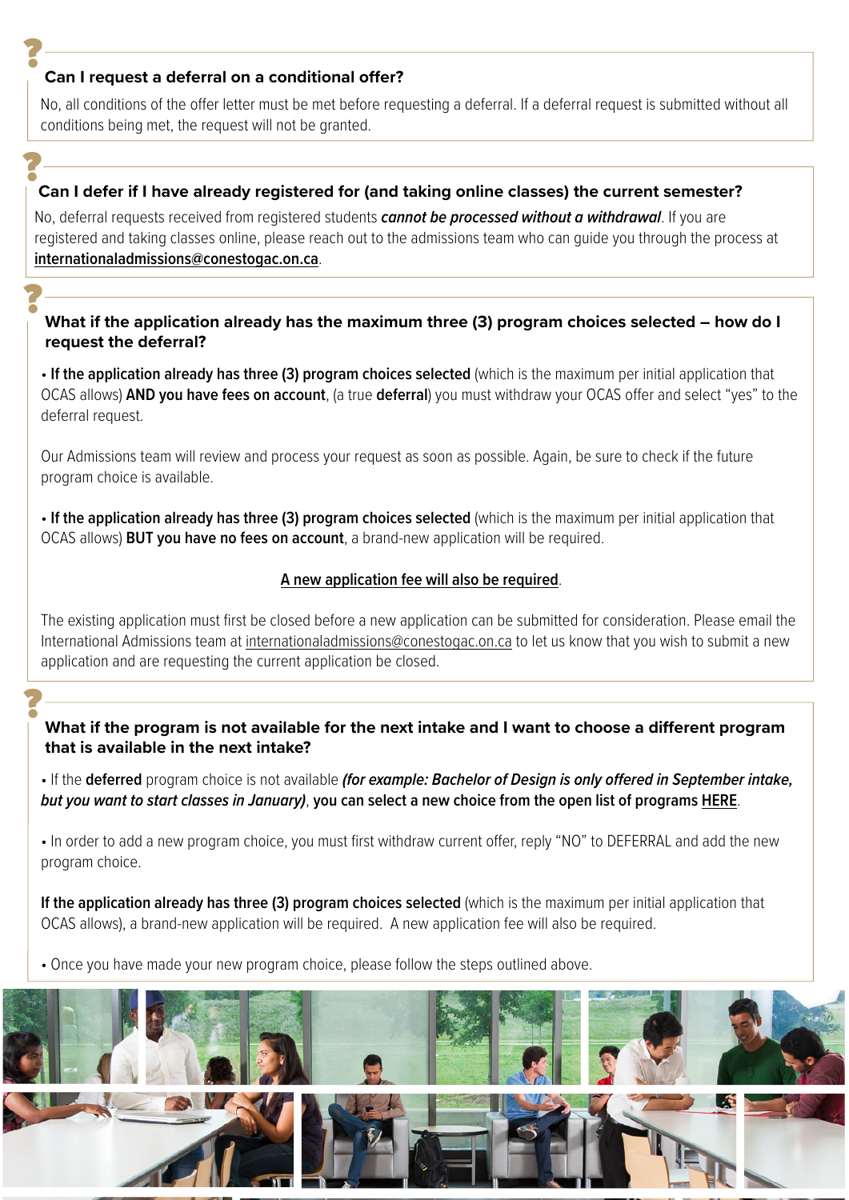### Can I request a deferral on a conditional offer?

No, all conditions of the offer letter must be met before requesting a deferral. If a deferral request is submitted without all conditions being met, the request will not be granted.

### Can I defer if I have already registered for (and taking online classes) the current semester?

No, deferral requests received from registered students ***cannot be processed without a withdrawal***. If you are registered and taking classes online, please reach out to the admissions team who can guide you through the process at internationaladmissions@conestogac.on.ca.

### What if the application already has the maximum three (3) program choices selected – how do I request the deferral?

- **If the application already has three (3) program choices selected** (which is the maximum per initial application that OCAS allows) **AND you have fees on account**, (a true **deferral**) you must withdraw your OCAS offer and select “yes” to the deferral request.

Our Admissions team will review and process your request as soon as possible. Again, be sure to check if the future program choice is available.

- **If the application already has three (3) program choices selected** (which is the maximum per initial application that OCAS allows) **BUT you have no fees on account**, a brand-new application will be required.

A new application fee will also be required.

The existing application must first be closed before a new application can be submitted for consideration. Please email the International Admissions team at internationaladmissions@conestogac.on.ca to let us know that you wish to submit a new application and are requesting the current application be closed.

### What if the program is not available for the next intake and I want to choose a different program that is available in the next intake?

- If the **deferred** program choice is not available ***(for example: Bachelor of Design is only offered in September intake, but you want to start classes in January)***, **you can select a new choice from the open list of programs HERE**.

- In order to add a new program choice, you must first withdraw current offer, reply “NO” to DEFERRAL and add the new program choice.

**If the application already has three (3) program choices selected** (which is the maximum per initial application that OCAS allows), a brand-new application will be required. A new application fee will also be required.

- Once you have made your new program choice, please follow the steps outlined above.